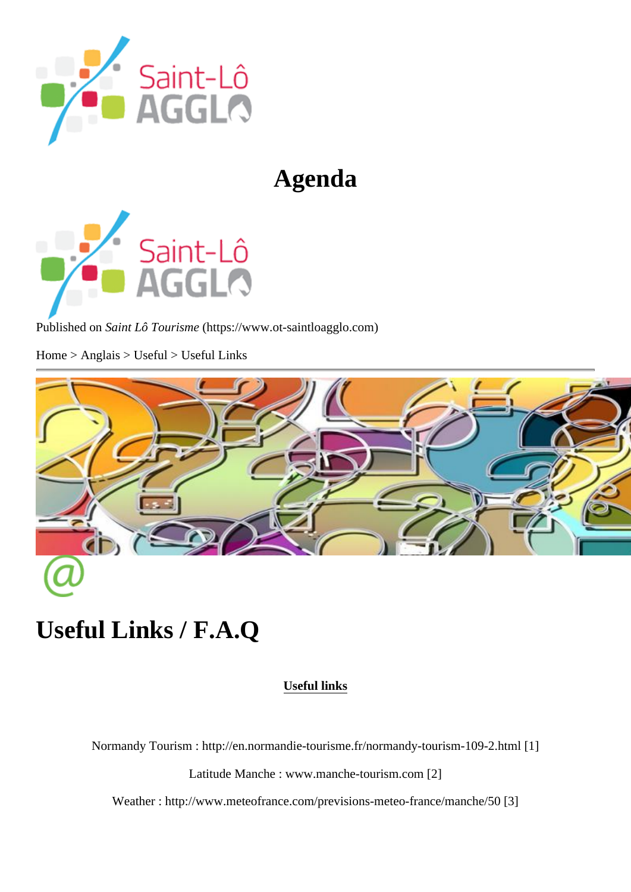# Agenda

Published on *Saint Lô Tourisme* (https://www.ot-saintloagglo.com)

Home > Anglais > Useful > Useful Links

# Useful Links / F.A.Q

**Useful links**

Normandy Tourism : http://en.normandie-tourisme.fr/normandy-tourism-109-2.html [1]

Latitude Manche : www.manche-tourism.com [2]

Weather : http://www.meteofrance.com/previsions-meteo-france/manche/50 [3]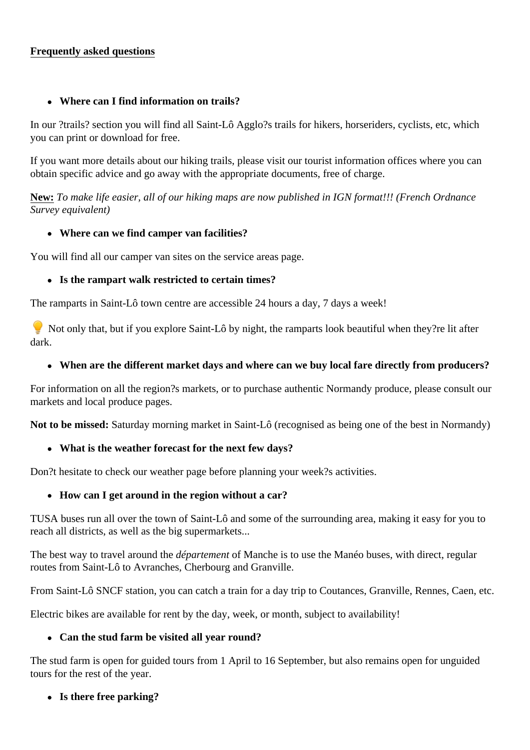<u>Frequently asked questions</u>

- **Where can I find information on trails?**

In our ?trails? section you will find all Saint-Lô Agglo?s trails for hikers, horseriders, cyclists, etc, which you can print or download for free.

If you want more details about our hiking trails, please visit our tourist information offices where you can obtain specific advice and go away with the appropriate documents, free of charge.

<u>New:</u> *To make life easier, all of our hiking maps are now published in IGN format!!! (French Ordnance Survey equivalent)*

- **Where can we find camper van facilities?**

You will find all our camper van sites on the service areas page.

- **Is the rampart walk restricted to certain times?**

The ramparts in Saint-Lô town centre are accessible 24 hours a day, 7 days a week!

💡 Not only that, but if you explore Saint-Lô by night, the ramparts look beautiful when they?re lit after dark.

- **When are the different market days and where can we buy local fare directly from producers?**

For information on all the region?s markets, or to purchase authentic Normandy produce, please consult our markets and local produce pages.

**Not to be missed:** Saturday morning market in Saint-Lô (recognised as being one of the best in Normandy)

- **What is the weather forecast for the next few days?**

Don?t hesitate to check our weather page before planning your week?s activities.

- **How can I get around in the region without a car?**

TUSA buses run all over the town of Saint-Lô and some of the surrounding area, making it easy for you to reach all districts, as well as the big supermarkets...

The best way to travel around the *département* of Manche is to use the Manéo buses, with direct, regular routes from Saint-Lô to Avranches, Cherbourg and Granville.

From Saint-Lô SNCF station, you can catch a train for a day trip to Coutances, Granville, Rennes, Caen, etc.

Electric bikes are available for rent by the day, week, or month, subject to availability!

- **Can the stud farm be visited all year round?**

The stud farm is open for guided tours from 1 April to 16 September, but also remains open for unguided tours for the rest of the year.

- **Is there free parking?**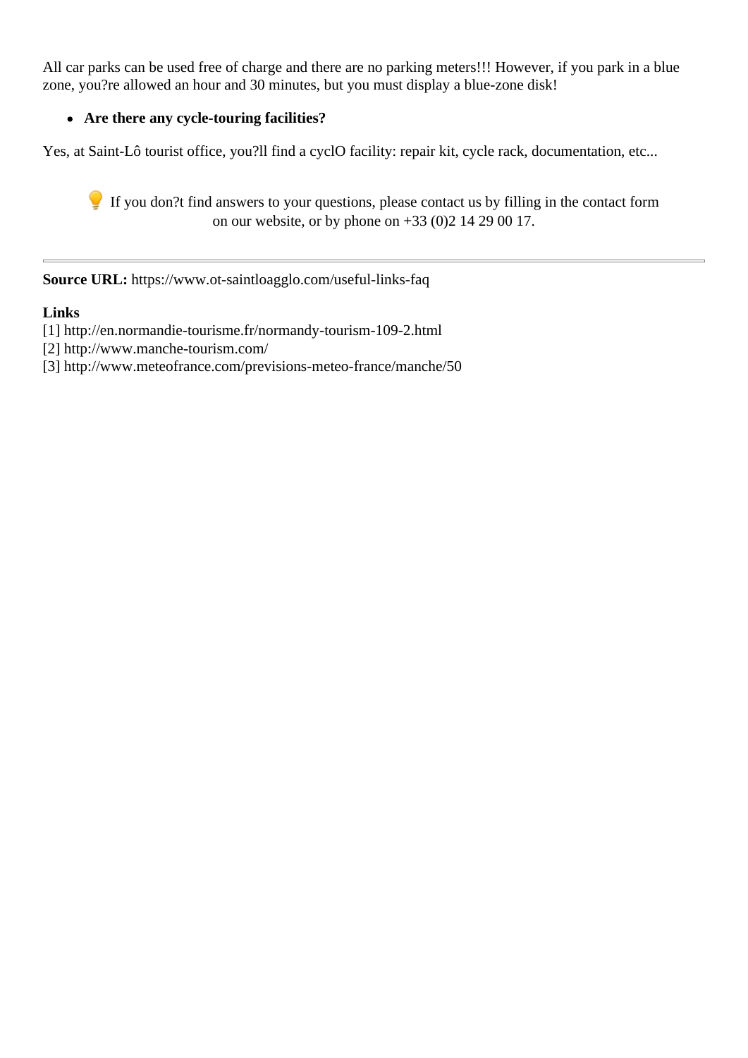All car parks can be used free of charge and there are no parking meters!!! However, if you park in a blue zone, you?re allowed an hour and 30 minutes, but you must display a blue-zone disk!

- **Are there any cycle-touring facilities?**

Yes, at Saint-Lô tourist office, you?ll find a cyclO facility: repair kit, cycle rack, documentation, etc...

💡 If you don?t find answers to your questions, please contact us by filling in the contact form on our website, or by phone on +33 (0)2 14 29 00 17.

---

**Source URL:** https://www.ot-saintloagglo.com/useful-links-faq

**Links**
[1] http://en.normandie-tourisme.fr/normandy-tourism-109-2.html
[2] http://www.manche-tourism.com/
[3] http://www.meteofrance.com/previsions-meteo-france/manche/50